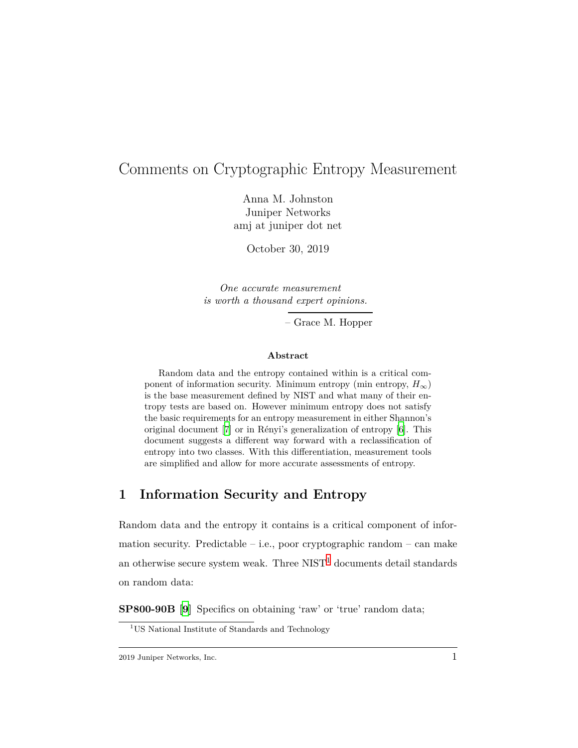# Comments on Cryptographic Entropy Measurement

Anna M. Johnston
Juniper Networks
amj at juniper dot net

October 30, 2019

*One accurate measurement*
*is worth a thousand expert opinions.*

– Grace M. Hopper

**Abstract**

Random data and the entropy contained within is a critical component of information security. Minimum entropy (min entropy, $H_\infty$) is the base measurement defined by NIST and what many of their entropy tests are based on. However minimum entropy does not satisfy the basic requirements for an entropy measurement in either Shannon's original document [7] or in Rényi's generalization of entropy [6]. This document suggests a different way forward with a reclassification of entropy into two classes. With this differentiation, measurement tools are simplified and allow for more accurate assessments of entropy.

## 1 Information Security and Entropy

Random data and the entropy it contains is a critical component of information security. Predictable – i.e., poor cryptographic random – can make an otherwise secure system weak. Three NIST[1] documents detail standards on random data:

**SP800-90B** [9] Specifics on obtaining 'raw' or 'true' random data;

[1] US National Institute of Standards and Technology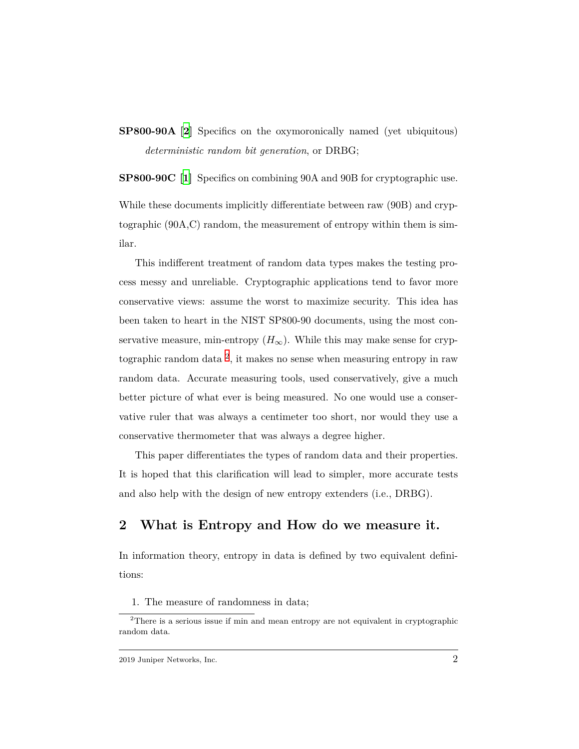**SP800-90A** [2] Specifics on the oxymoronically named (yet ubiquitous) *deterministic random bit generation*, or DRBG;

**SP800-90C** [1] Specifics on combining 90A and 90B for cryptographic use.

While these documents implicitly differentiate between raw (90B) and cryptographic (90A,C) random, the measurement of entropy within them is similar.

This indifferent treatment of random data types makes the testing process messy and unreliable. Cryptographic applications tend to favor more conservative views: assume the worst to maximize security. This idea has been taken to heart in the NIST SP800-90 documents, using the most conservative measure, min-entropy ($H_\infty$). While this may make sense for cryptographic random data [2], it makes no sense when measuring entropy in raw random data. Accurate measuring tools, used conservatively, give a much better picture of what ever is being measured. No one would use a conservative ruler that was always a centimeter too short, nor would they use a conservative thermometer that was always a degree higher.

This paper differentiates the types of random data and their properties. It is hoped that this clarification will lead to simpler, more accurate tests and also help with the design of new entropy extenders (i.e., DRBG).

## 2 What is Entropy and How do we measure it.

In information theory, entropy in data is defined by two equivalent definitions:

1. The measure of randomness in data;

[2] There is a serious issue if min and mean entropy are not equivalent in cryptographic random data.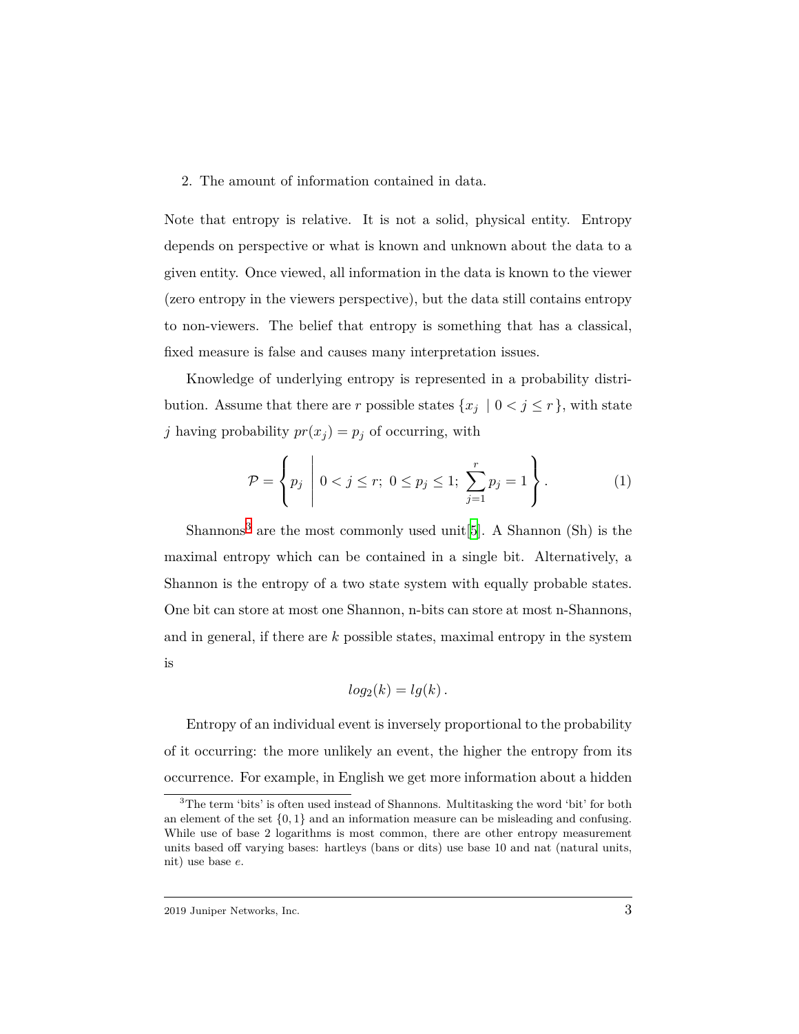2. The amount of information contained in data.

Note that entropy is relative. It is not a solid, physical entity. Entropy depends on perspective or what is known and unknown about the data to a given entity. Once viewed, all information in the data is known to the viewer (zero entropy in the viewers perspective), but the data still contains entropy to non-viewers. The belief that entropy is something that has a classical, fixed measure is false and causes many interpretation issues.

Knowledge of underlying entropy is represented in a probability distribution. Assume that there are $r$ possible states $\{x_j \mid 0 < j \leq r\}$, with state $j$ having probability $pr(x_j) = p_j$ of occurring, with

$$\mathcal{P} = \left\{ p_j \;\middle|\; 0 < j \leq r;\; 0 \leq p_j \leq 1;\; \sum_{j=1}^{r} p_j = 1 \right\}. \tag{1}$$

Shannons[3] are the most commonly used unit[5]. A Shannon (Sh) is the maximal entropy which can be contained in a single bit. Alternatively, a Shannon is the entropy of a two state system with equally probable states. One bit can store at most one Shannon, n-bits can store at most n-Shannons, and in general, if there are $k$ possible states, maximal entropy in the system is

$$log_2(k) = lg(k)\,.$$

Entropy of an individual event is inversely proportional to the probability of it occurring: the more unlikely an event, the higher the entropy from its occurrence. For example, in English we get more information about a hidden

[3] The term 'bits' is often used instead of Shannons. Multitasking the word 'bit' for both an element of the set $\{0, 1\}$ and an information measure can be misleading and confusing. While use of base 2 logarithms is most common, there are other entropy measurement units based off varying bases: hartleys (bans or dits) use base 10 and nat (natural units, nit) use base $e$.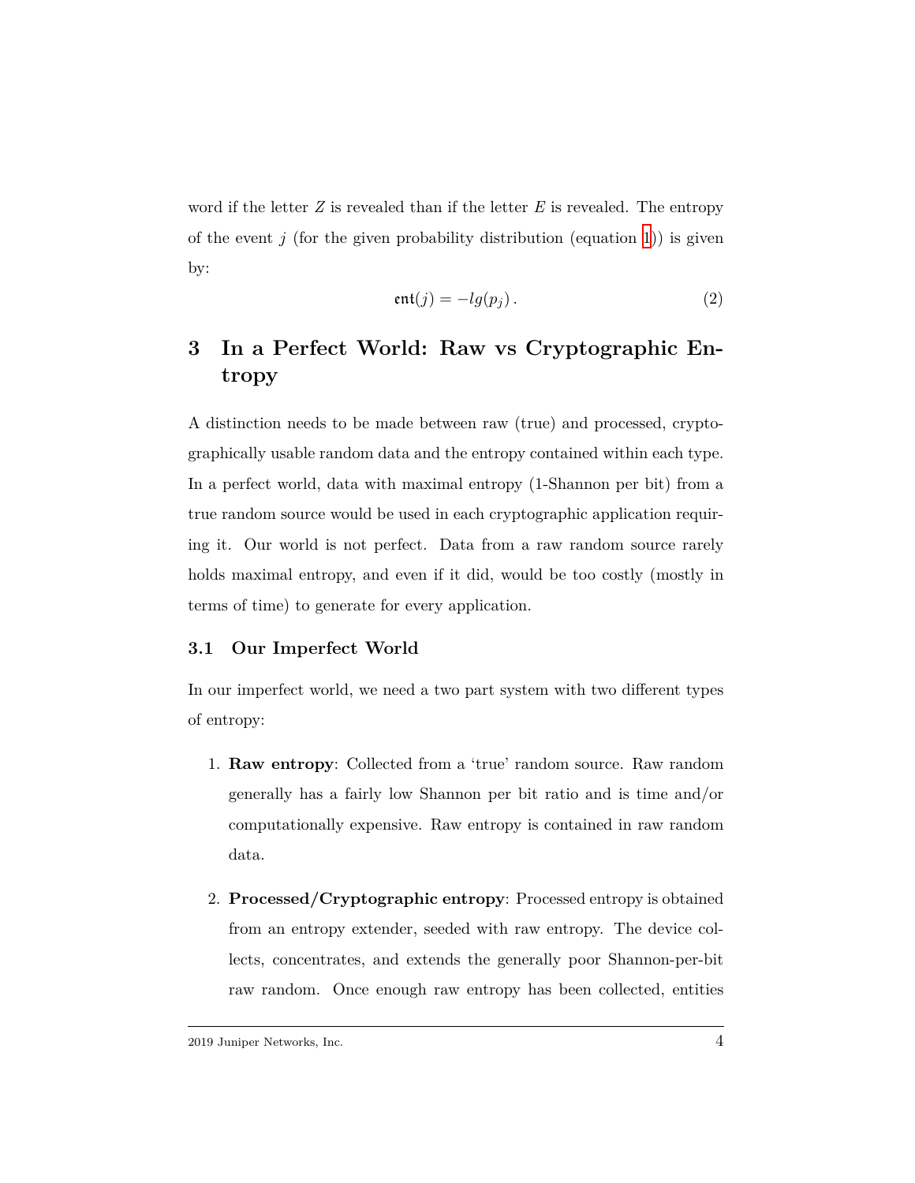word if the letter $Z$ is revealed than if the letter $E$ is revealed. The entropy of the event $j$ (for the given probability distribution (equation 1)) is given by:

$$\mathfrak{ent}(j) = -lg(p_j)\,. \tag{2}$$

## 3 In a Perfect World: Raw vs Cryptographic Entropy

A distinction needs to be made between raw (true) and processed, cryptographically usable random data and the entropy contained within each type. In a perfect world, data with maximal entropy (1-Shannon per bit) from a true random source would be used in each cryptographic application requiring it. Our world is not perfect. Data from a raw random source rarely holds maximal entropy, and even if it did, would be too costly (mostly in terms of time) to generate for every application.

### 3.1 Our Imperfect World

In our imperfect world, we need a two part system with two different types of entropy:

1. **Raw entropy**: Collected from a 'true' random source. Raw random generally has a fairly low Shannon per bit ratio and is time and/or computationally expensive. Raw entropy is contained in raw random data.

2. **Processed/Cryptographic entropy**: Processed entropy is obtained from an entropy extender, seeded with raw entropy. The device collects, concentrates, and extends the generally poor Shannon-per-bit raw random. Once enough raw entropy has been collected, entities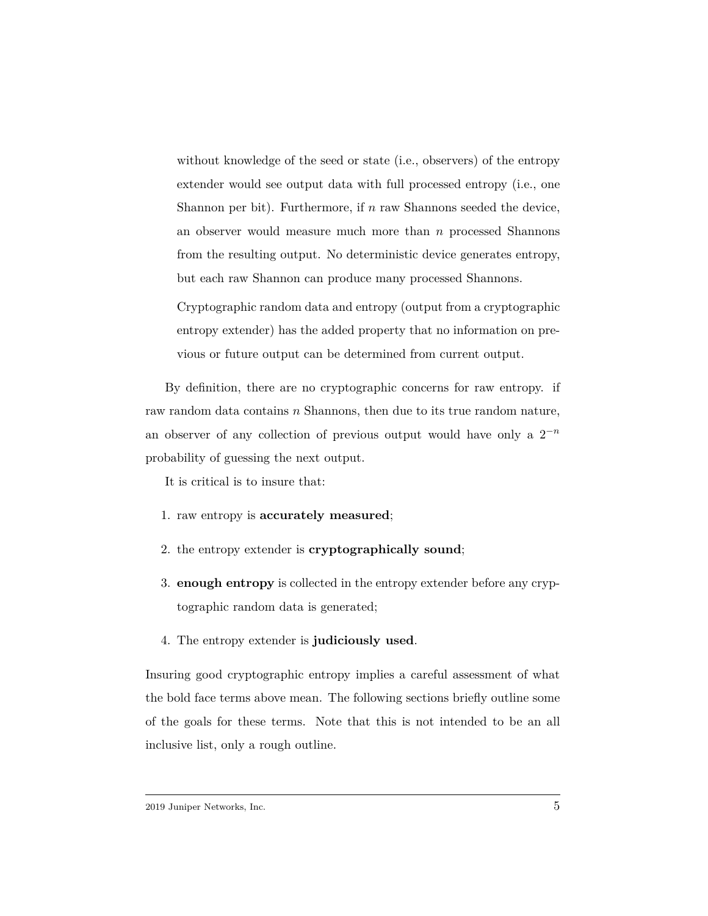without knowledge of the seed or state (i.e., observers) of the entropy extender would see output data with full processed entropy (i.e., one Shannon per bit). Furthermore, if $n$ raw Shannons seeded the device, an observer would measure much more than $n$ processed Shannons from the resulting output. No deterministic device generates entropy, but each raw Shannon can produce many processed Shannons.

Cryptographic random data and entropy (output from a cryptographic entropy extender) has the added property that no information on previous or future output can be determined from current output.

By definition, there are no cryptographic concerns for raw entropy. if raw random data contains $n$ Shannons, then due to its true random nature, an observer of any collection of previous output would have only a $2^{-n}$ probability of guessing the next output.

It is critical is to insure that:

1. raw entropy is **accurately measured**;
2. the entropy extender is **cryptographically sound**;
3. **enough entropy** is collected in the entropy extender before any cryptographic random data is generated;
4. The entropy extender is **judiciously used**.

Insuring good cryptographic entropy implies a careful assessment of what the bold face terms above mean. The following sections briefly outline some of the goals for these terms. Note that this is not intended to be an all inclusive list, only a rough outline.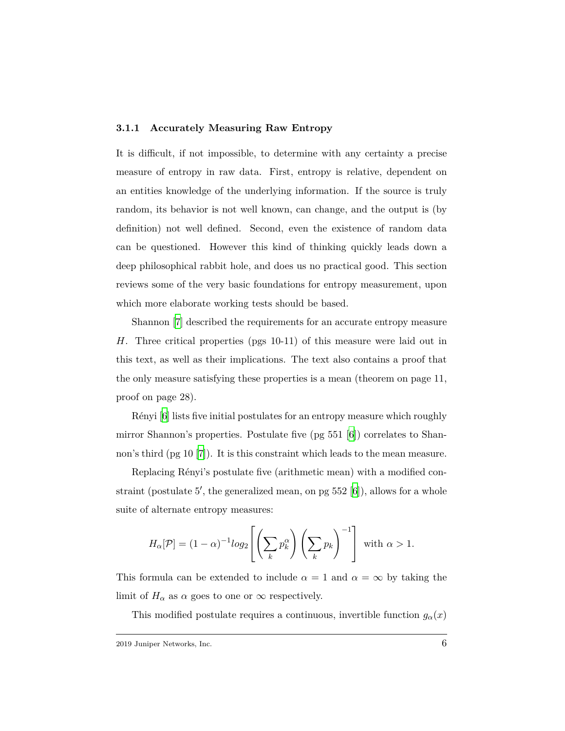### 3.1.1 Accurately Measuring Raw Entropy

It is difficult, if not impossible, to determine with any certainty a precise measure of entropy in raw data. First, entropy is relative, dependent on an entities knowledge of the underlying information. If the source is truly random, its behavior is not well known, can change, and the output is (by definition) not well defined. Second, even the existence of random data can be questioned. However this kind of thinking quickly leads down a deep philosophical rabbit hole, and does us no practical good. This section reviews some of the very basic foundations for entropy measurement, upon which more elaborate working tests should be based.

Shannon [7] described the requirements for an accurate entropy measure $H$. Three critical properties (pgs 10-11) of this measure were laid out in this text, as well as their implications. The text also contains a proof that the only measure satisfying these properties is a mean (theorem on page 11, proof on page 28).

Rényi [6] lists five initial postulates for an entropy measure which roughly mirror Shannon's properties. Postulate five (pg 551 [6]) correlates to Shannon's third (pg 10 [7]). It is this constraint which leads to the mean measure.

Replacing Rényi's postulate five (arithmetic mean) with a modified constraint (postulate 5′, the generalized mean, on pg 552 [6]), allows for a whole suite of alternate entropy measures:

$$H_\alpha[\mathcal{P}] = (1-\alpha)^{-1} log_2 \left[ \left( \sum_k p_k^\alpha \right) \left( \sum_k p_k \right)^{-1} \right] \text{ with } \alpha > 1.$$

This formula can be extended to include $\alpha = 1$ and $\alpha = \infty$ by taking the limit of $H_\alpha$ as $\alpha$ goes to one or $\infty$ respectively.

This modified postulate requires a continuous, invertible function $g_\alpha(x)$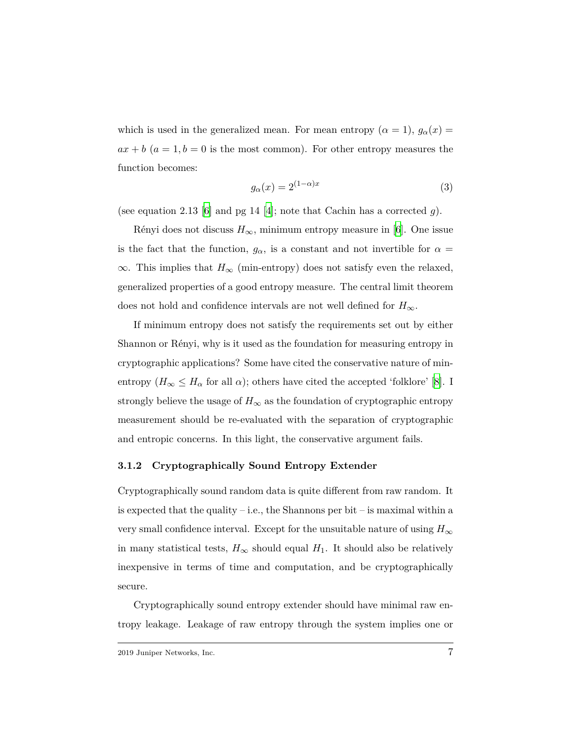which is used in the generalized mean. For mean entropy ($\alpha = 1$), $g_\alpha(x) = ax + b$ ($a = 1, b = 0$ is the most common). For other entropy measures the function becomes:

$$g_\alpha(x) = 2^{(1-\alpha)x} \tag{3}$$

(see equation 2.13 [6] and pg 14 [4]; note that Cachin has a corrected $g$).

Rényi does not discuss $H_\infty$, minimum entropy measure in [6]. One issue is the fact that the function, $g_\alpha$, is a constant and not invertible for $\alpha = \infty$. This implies that $H_\infty$ (min-entropy) does not satisfy even the relaxed, generalized properties of a good entropy measure. The central limit theorem does not hold and confidence intervals are not well defined for $H_\infty$.

If minimum entropy does not satisfy the requirements set out by either Shannon or Rényi, why is it used as the foundation for measuring entropy in cryptographic applications? Some have cited the conservative nature of min-entropy ($H_\infty \leq H_\alpha$ for all $\alpha$); others have cited the accepted 'folklore' [8]. I strongly believe the usage of $H_\infty$ as the foundation of cryptographic entropy measurement should be re-evaluated with the separation of cryptographic and entropic concerns. In this light, the conservative argument fails.

### 3.1.2 Cryptographically Sound Entropy Extender

Cryptographically sound random data is quite different from raw random. It is expected that the quality – i.e., the Shannons per bit – is maximal within a very small confidence interval. Except for the unsuitable nature of using $H_\infty$ in many statistical tests, $H_\infty$ should equal $H_1$. It should also be relatively inexpensive in terms of time and computation, and be cryptographically secure.

Cryptographically sound entropy extender should have minimal raw entropy leakage. Leakage of raw entropy through the system implies one or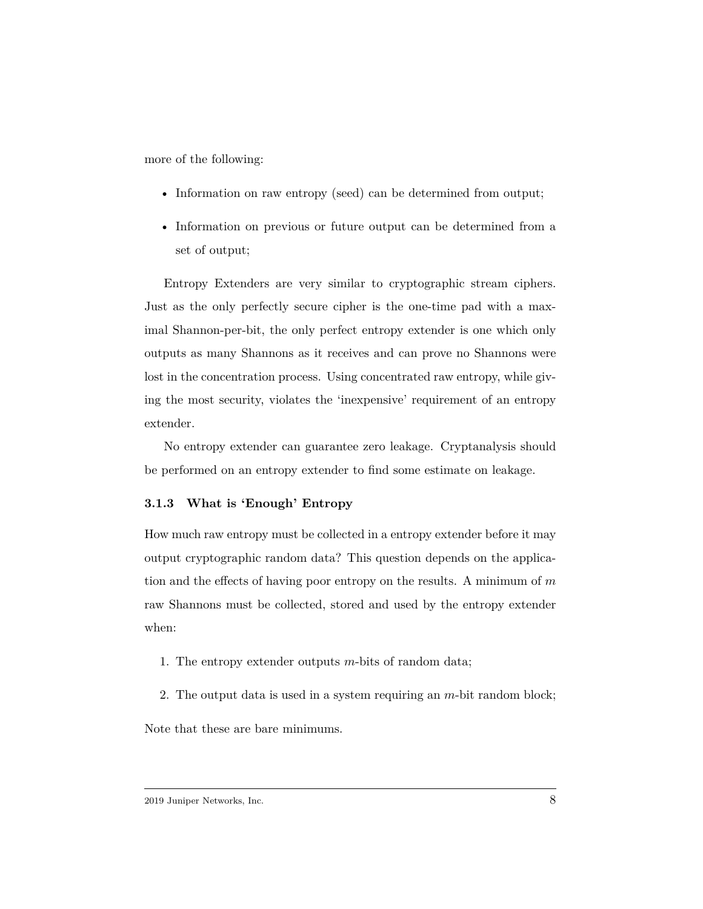more of the following:

- Information on raw entropy (seed) can be determined from output;
- Information on previous or future output can be determined from a set of output;

Entropy Extenders are very similar to cryptographic stream ciphers. Just as the only perfectly secure cipher is the one-time pad with a maximal Shannon-per-bit, the only perfect entropy extender is one which only outputs as many Shannons as it receives and can prove no Shannons were lost in the concentration process. Using concentrated raw entropy, while giving the most security, violates the 'inexpensive' requirement of an entropy extender.

No entropy extender can guarantee zero leakage. Cryptanalysis should be performed on an entropy extender to find some estimate on leakage.

### 3.1.3 What is 'Enough' Entropy

How much raw entropy must be collected in a entropy extender before it may output cryptographic random data? This question depends on the application and the effects of having poor entropy on the results. A minimum of $m$ raw Shannons must be collected, stored and used by the entropy extender when:

1. The entropy extender outputs $m$-bits of random data;
2. The output data is used in a system requiring an $m$-bit random block;

Note that these are bare minimums.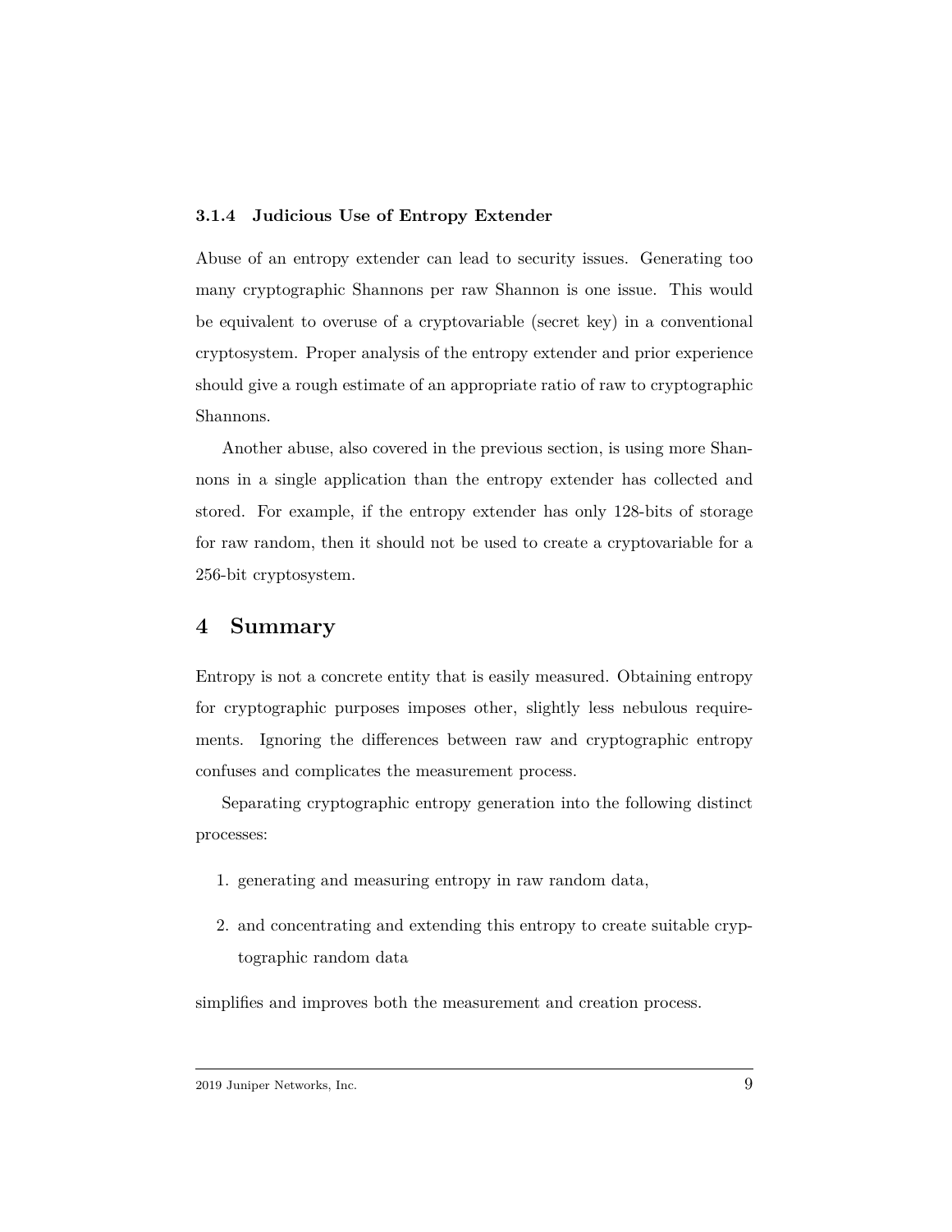### 3.1.4 Judicious Use of Entropy Extender

Abuse of an entropy extender can lead to security issues. Generating too many cryptographic Shannons per raw Shannon is one issue. This would be equivalent to overuse of a cryptovariable (secret key) in a conventional cryptosystem. Proper analysis of the entropy extender and prior experience should give a rough estimate of an appropriate ratio of raw to cryptographic Shannons.

Another abuse, also covered in the previous section, is using more Shannons in a single application than the entropy extender has collected and stored. For example, if the entropy extender has only 128-bits of storage for raw random, then it should not be used to create a cryptovariable for a 256-bit cryptosystem.

## 4 Summary

Entropy is not a concrete entity that is easily measured. Obtaining entropy for cryptographic purposes imposes other, slightly less nebulous requirements. Ignoring the differences between raw and cryptographic entropy confuses and complicates the measurement process.

Separating cryptographic entropy generation into the following distinct processes:

1. generating and measuring entropy in raw random data,
2. and concentrating and extending this entropy to create suitable cryptographic random data

simplifies and improves both the measurement and creation process.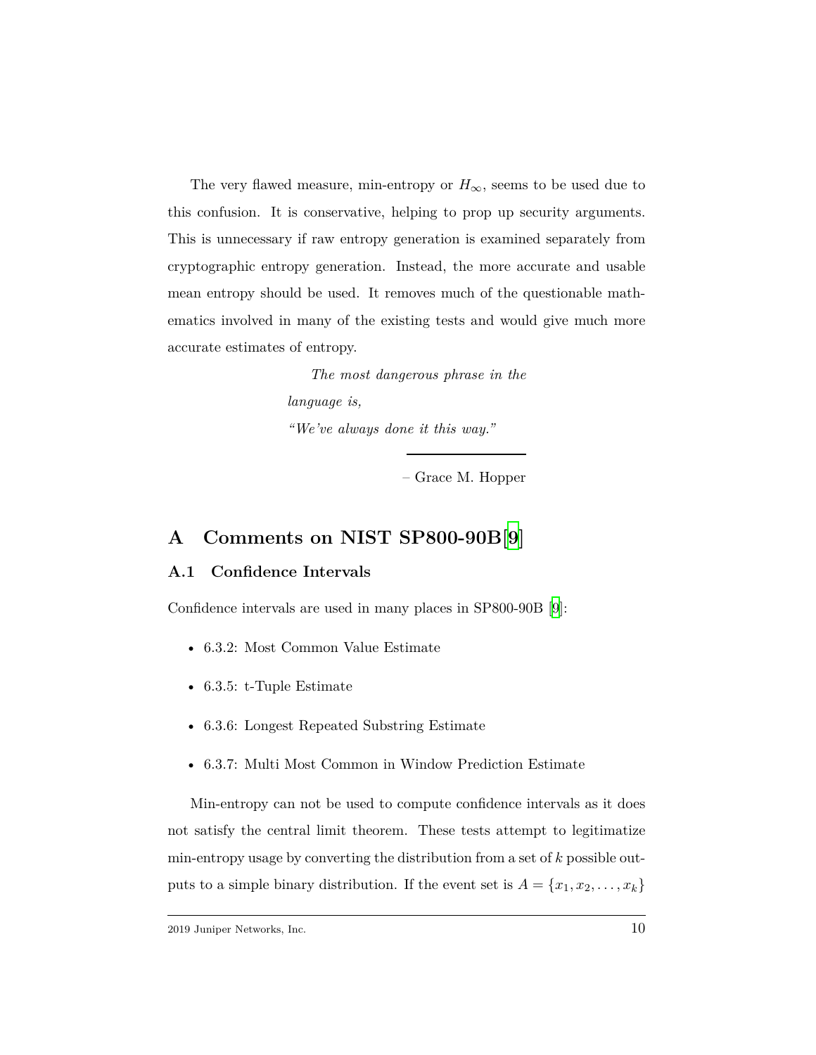The very flawed measure, min-entropy or $H_\infty$, seems to be used due to this confusion. It is conservative, helping to prop up security arguments. This is unnecessary if raw entropy generation is examined separately from cryptographic entropy generation. Instead, the more accurate and usable mean entropy should be used. It removes much of the questionable mathematics involved in many of the existing tests and would give much more accurate estimates of entropy.

> *The most dangerous phrase in the language is,*
> *"We've always done it this way."*
>
> – Grace M. Hopper

# A Comments on NIST SP800-90B[9]

## A.1 Confidence Intervals

Confidence intervals are used in many places in SP800-90B [9]:

- 6.3.2: Most Common Value Estimate
- 6.3.5: t-Tuple Estimate
- 6.3.6: Longest Repeated Substring Estimate
- 6.3.7: Multi Most Common in Window Prediction Estimate

Min-entropy can not be used to compute confidence intervals as it does not satisfy the central limit theorem. These tests attempt to legitimatize min-entropy usage by converting the distribution from a set of $k$ possible outputs to a simple binary distribution. If the event set is $A = \{x_1, x_2, \ldots, x_k\}$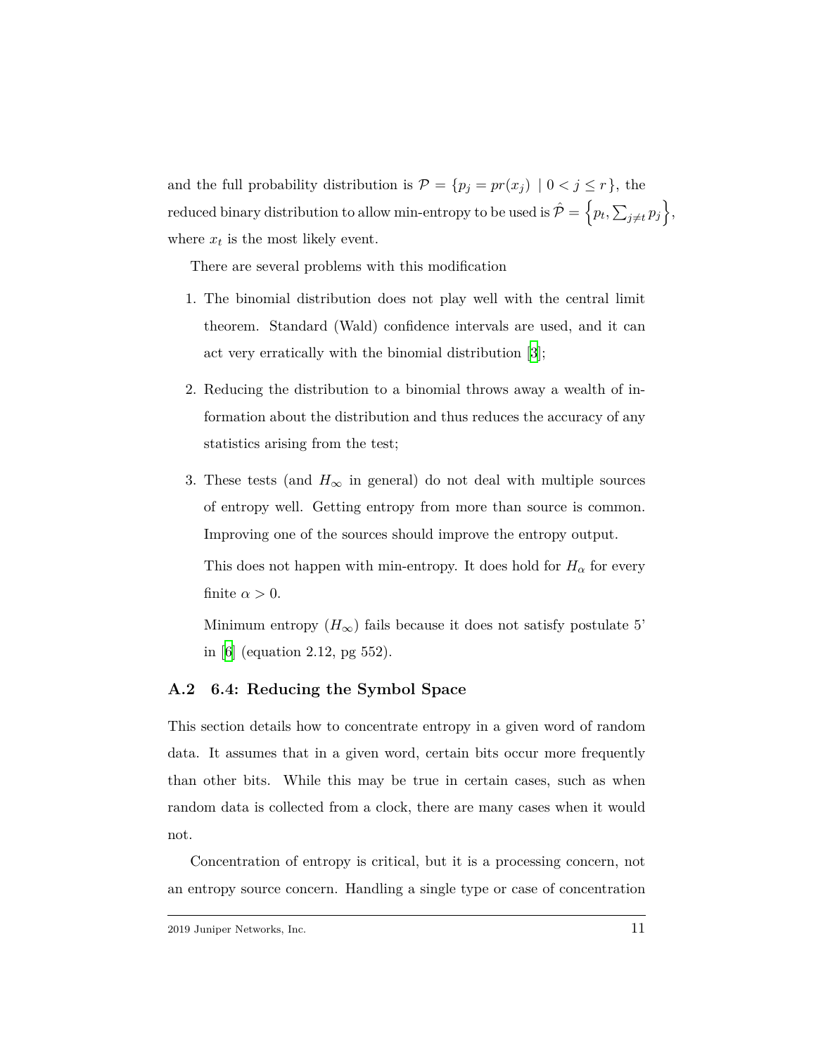and the full probability distribution is $\mathcal{P} = \{p_j = pr(x_j) \mid 0 < j \leq r\}$, the reduced binary distribution to allow min-entropy to be used is $\hat{\mathcal{P}} = \left\{p_t, \sum_{j \neq t} p_j\right\}$, where $x_t$ is the most likely event.

There are several problems with this modification

1. The binomial distribution does not play well with the central limit theorem. Standard (Wald) confidence intervals are used, and it can act very erratically with the binomial distribution [3];

2. Reducing the distribution to a binomial throws away a wealth of information about the distribution and thus reduces the accuracy of any statistics arising from the test;

3. These tests (and $H_\infty$ in general) do not deal with multiple sources of entropy well. Getting entropy from more than source is common. Improving one of the sources should improve the entropy output.

   This does not happen with min-entropy. It does hold for $H_\alpha$ for every finite $\alpha > 0$.

   Minimum entropy ($H_\infty$) fails because it does not satisfy postulate 5' in [6] (equation 2.12, pg 552).

### A.2 6.4: Reducing the Symbol Space

This section details how to concentrate entropy in a given word of random data. It assumes that in a given word, certain bits occur more frequently than other bits. While this may be true in certain cases, such as when random data is collected from a clock, there are many cases when it would not.

Concentration of entropy is critical, but it is a processing concern, not an entropy source concern. Handling a single type or case of concentration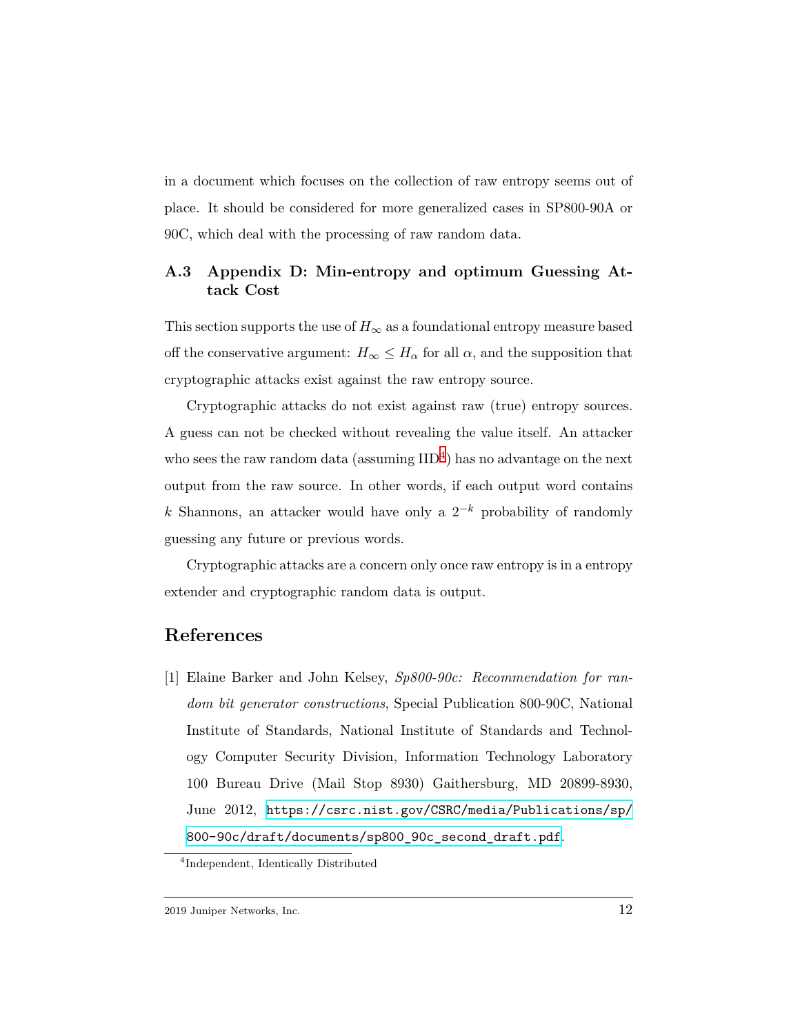in a document which focuses on the collection of raw entropy seems out of place. It should be considered for more generalized cases in SP800-90A or 90C, which deal with the processing of raw random data.

### A.3 Appendix D: Min-entropy and optimum Guessing Attack Cost

This section supports the use of $H_\infty$ as a foundational entropy measure based off the conservative argument: $H_\infty \leq H_\alpha$ for all $\alpha$, and the supposition that cryptographic attacks exist against the raw entropy source.

Cryptographic attacks do not exist against raw (true) entropy sources. A guess can not be checked without revealing the value itself. An attacker who sees the raw random data (assuming IID[4]) has no advantage on the next output from the raw source. In other words, if each output word contains $k$ Shannons, an attacker would have only a $2^{-k}$ probability of randomly guessing any future or previous words.

Cryptographic attacks are a concern only once raw entropy is in a entropy extender and cryptographic random data is output.

## References

[1] Elaine Barker and John Kelsey, *Sp800-90c: Recommendation for random bit generator constructions*, Special Publication 800-90C, National Institute of Standards, National Institute of Standards and Technology Computer Security Division, Information Technology Laboratory 100 Bureau Drive (Mail Stop 8930) Gaithersburg, MD 20899-8930, June 2012, https://csrc.nist.gov/CSRC/media/Publications/sp/800-90c/draft/documents/sp800_90c_second_draft.pdf.

[4] Independent, Identically Distributed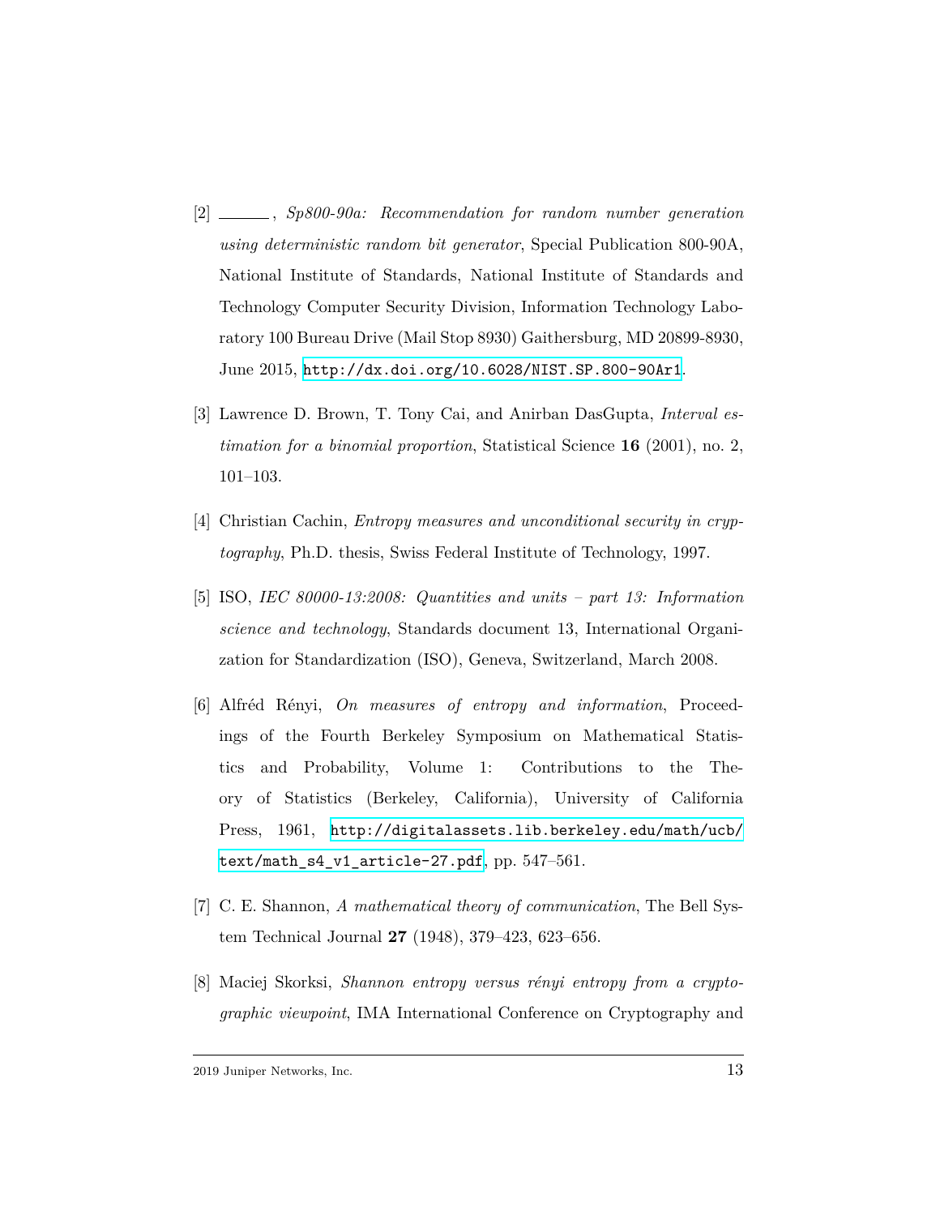[2] ______, *Sp800-90a: Recommendation for random number generation using deterministic random bit generator*, Special Publication 800-90A, National Institute of Standards, National Institute of Standards and Technology Computer Security Division, Information Technology Laboratory 100 Bureau Drive (Mail Stop 8930) Gaithersburg, MD 20899-8930, June 2015, http://dx.doi.org/10.6028/NIST.SP.800-90Ar1.

[3] Lawrence D. Brown, T. Tony Cai, and Anirban DasGupta, *Interval estimation for a binomial proportion*, Statistical Science **16** (2001), no. 2, 101–103.

[4] Christian Cachin, *Entropy measures and unconditional security in cryptography*, Ph.D. thesis, Swiss Federal Institute of Technology, 1997.

[5] ISO, *IEC 80000-13:2008: Quantities and units – part 13: Information science and technology*, Standards document 13, International Organization for Standardization (ISO), Geneva, Switzerland, March 2008.

[6] Alfréd Rényi, *On measures of entropy and information*, Proceedings of the Fourth Berkeley Symposium on Mathematical Statistics and Probability, Volume 1: Contributions to the Theory of Statistics (Berkeley, California), University of California Press, 1961, http://digitalassets.lib.berkeley.edu/math/ucb/text/math_s4_v1_article-27.pdf, pp. 547–561.

[7] C. E. Shannon, *A mathematical theory of communication*, The Bell System Technical Journal **27** (1948), 379–423, 623–656.

[8] Maciej Skorksi, *Shannon entropy versus rényi entropy from a cryptographic viewpoint*, IMA International Conference on Cryptography and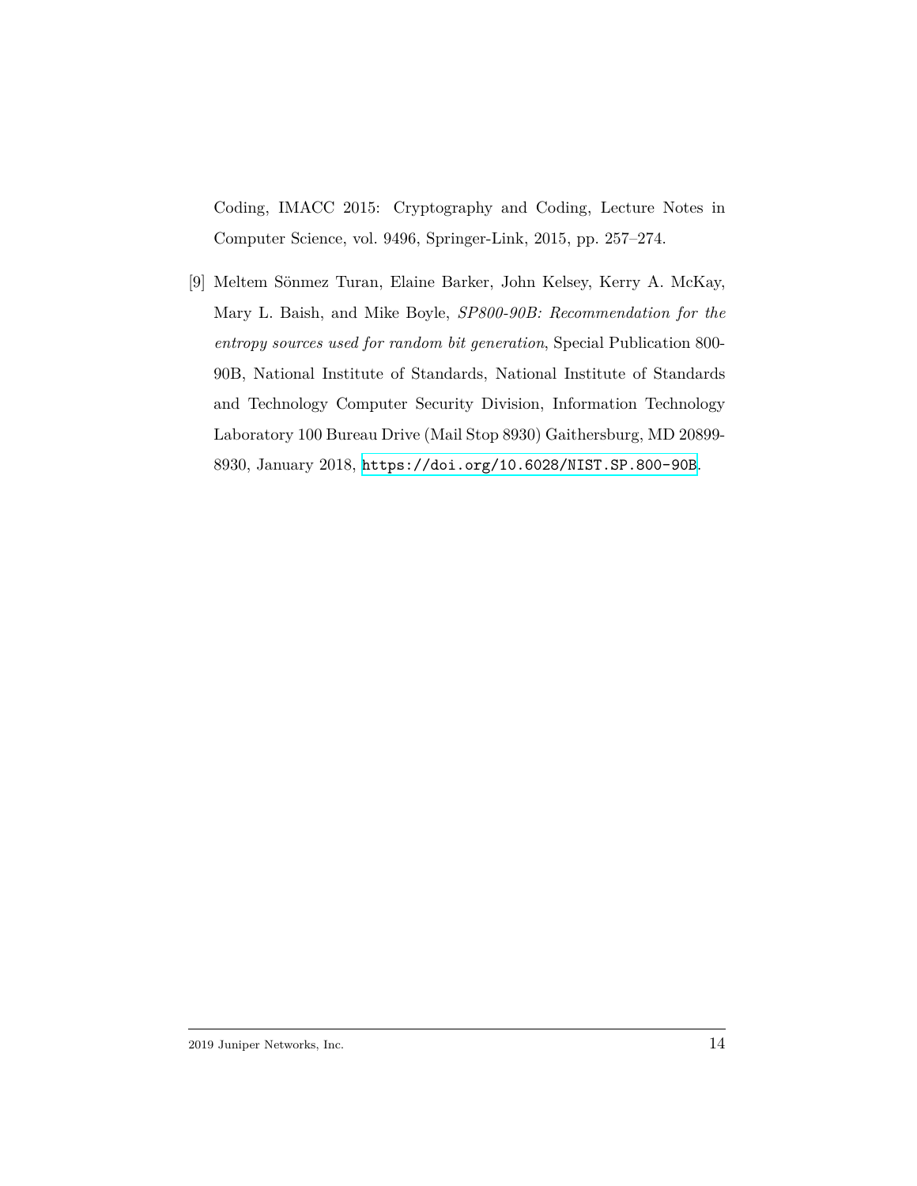Coding, IMACC 2015: Cryptography and Coding, Lecture Notes in Computer Science, vol. 9496, Springer-Link, 2015, pp. 257–274.

[9] Meltem Sönmez Turan, Elaine Barker, John Kelsey, Kerry A. McKay, Mary L. Baish, and Mike Boyle, *SP800-90B: Recommendation for the entropy sources used for random bit generation*, Special Publication 800-90B, National Institute of Standards, National Institute of Standards and Technology Computer Security Division, Information Technology Laboratory 100 Bureau Drive (Mail Stop 8930) Gaithersburg, MD 20899-8930, January 2018, https://doi.org/10.6028/NIST.SP.800-90B.